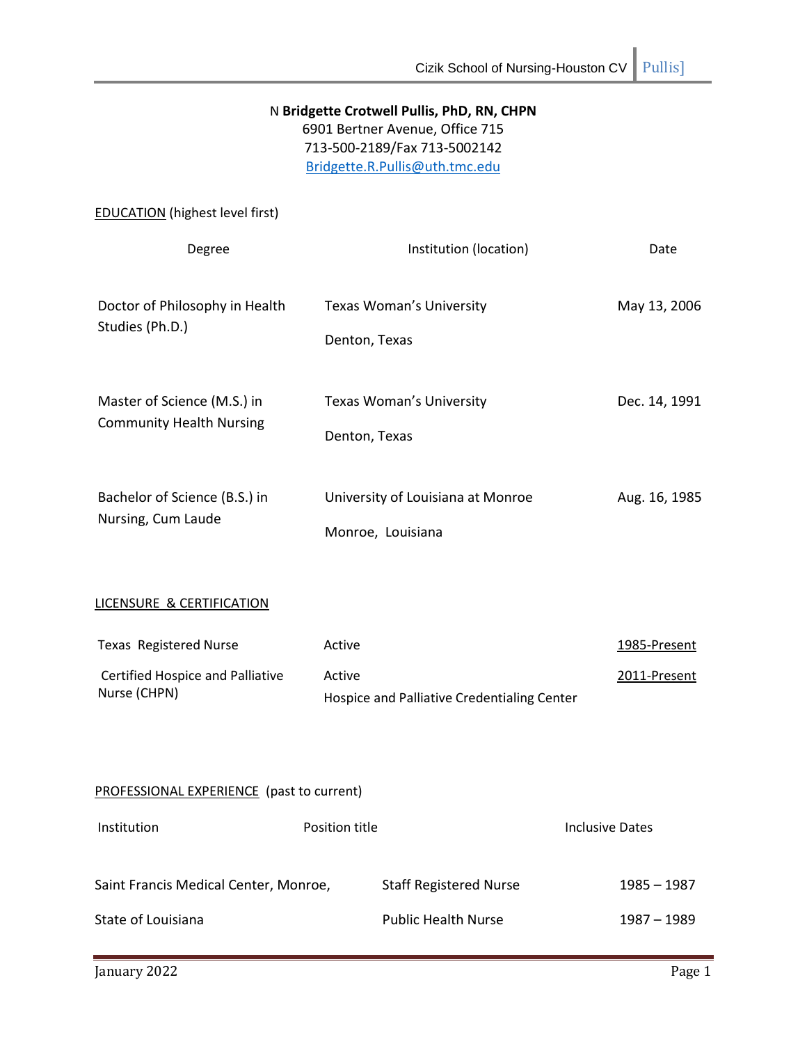N **Bridgette Crotwell Pullis, PhD, RN, CHPN**
6901 Bertner Avenue, Office 715
713-500-2189/Fax 713-5002142
Bridgette.R.Pullis@uth.tmc.edu

EDUCATION (highest level first)

| Degree | Institution (location) | Date |
|---|---|---|
| Doctor of Philosophy in Health Studies (Ph.D.) | Texas Woman's University<br>Denton, Texas | May 13, 2006 |
| Master of Science (M.S.) in Community Health Nursing | Texas Woman's University<br>Denton, Texas | Dec. 14, 1991 |
| Bachelor of Science (B.S.) in Nursing, Cum Laude | University of Louisiana at Monroe<br>Monroe, Louisiana | Aug. 16, 1985 |

LICENSURE & CERTIFICATION

| | | |
|---|---|---|
| Texas Registered Nurse | Active | 1985-Present |
| Certified Hospice and Palliative Nurse (CHPN) | Active<br>Hospice and Palliative Credentialing Center | 2011-Present |

PROFESSIONAL EXPERIENCE (past to current)

| Institution | Position title | Inclusive Dates |
|---|---|---|
| Saint Francis Medical Center, Monroe, | Staff Registered Nurse | 1985 – 1987 |
| State of Louisiana | Public Health Nurse | 1987 – 1989 |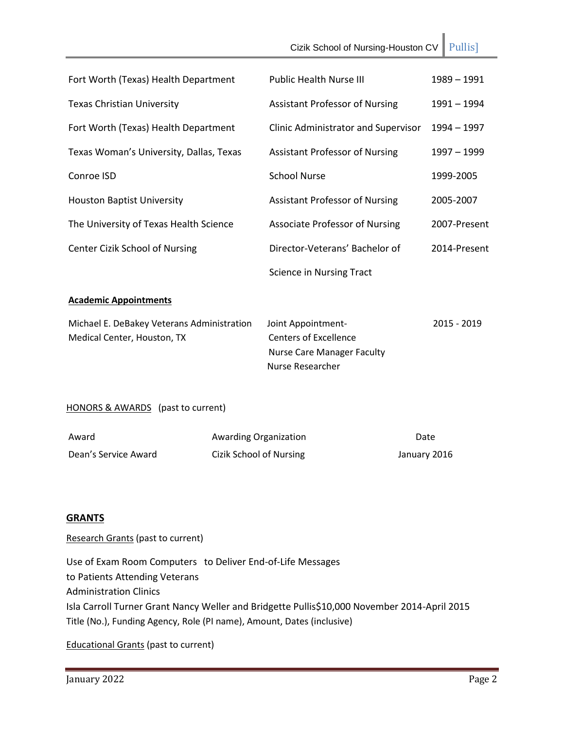| | | |
|---|---|---|
| Fort Worth (Texas) Health Department | Public Health Nurse III | 1989 – 1991 |
| Texas Christian University | Assistant Professor of Nursing | 1991 – 1994 |
| Fort Worth (Texas) Health Department | Clinic Administrator and Supervisor | 1994 – 1997 |
| Texas Woman's University, Dallas, Texas | Assistant Professor of Nursing | 1997 – 1999 |
| Conroe ISD | School Nurse | 1999-2005 |
| Houston Baptist University | Assistant Professor of Nursing | 2005-2007 |
| The University of Texas Health Science | Associate Professor of Nursing | 2007-Present |
| Center Cizik School of Nursing | Director-Veterans' Bachelor of | 2014-Present |
| | Science in Nursing Tract | |

**Academic Appointments**

| | | |
|---|---|---|
| Michael E. DeBakey Veterans Administration Medical Center, Houston, TX | Joint Appointment- Centers of Excellence Nurse Care Manager Faculty Nurse Researcher | 2015 - 2019 |

HONORS & AWARDS (past to current)

| Award | Awarding Organization | Date |
|---|---|---|
| Dean's Service Award | Cizik School of Nursing | January 2016 |

## GRANTS

Research Grants (past to current)

Use of Exam Room Computers to Deliver End-of-Life Messages
to Patients Attending Veterans
Administration Clinics
Isla Carroll Turner Grant Nancy Weller and Bridgette Pullis$10,000 November 2014-April 2015
Title (No.), Funding Agency, Role (PI name), Amount, Dates (inclusive)

Educational Grants (past to current)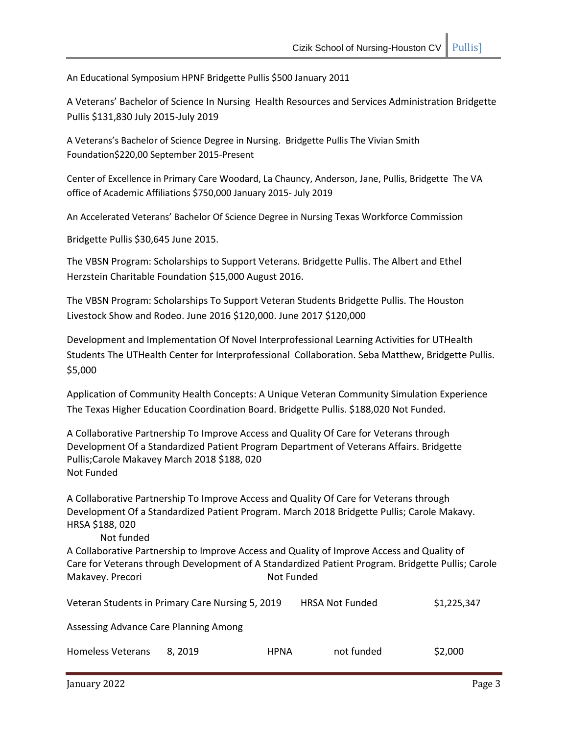An Educational Symposium HPNF Bridgette Pullis $500 January 2011

A Veterans' Bachelor of Science In Nursing Health Resources and Services Administration Bridgette Pullis $131,830 July 2015-July 2019

A Veterans's Bachelor of Science Degree in Nursing. Bridgette Pullis The Vivian Smith Foundation$220,00 September 2015-Present

Center of Excellence in Primary Care Woodard, La Chauncy, Anderson, Jane, Pullis, Bridgette The VA office of Academic Affiliations $750,000 January 2015- July 2019

An Accelerated Veterans' Bachelor Of Science Degree in Nursing Texas Workforce Commission

Bridgette Pullis $30,645 June 2015.

The VBSN Program: Scholarships to Support Veterans. Bridgette Pullis. The Albert and Ethel Herzstein Charitable Foundation $15,000 August 2016.

The VBSN Program: Scholarships To Support Veteran Students Bridgette Pullis. The Houston Livestock Show and Rodeo. June 2016 $120,000. June 2017 $120,000

Development and Implementation Of Novel Interprofessional Learning Activities for UTHealth Students The UTHealth Center for Interprofessional Collaboration. Seba Matthew, Bridgette Pullis. $5,000

Application of Community Health Concepts: A Unique Veteran Community Simulation Experience The Texas Higher Education Coordination Board. Bridgette Pullis. $188,020 Not Funded.

A Collaborative Partnership To Improve Access and Quality Of Care for Veterans through Development Of a Standardized Patient Program Department of Veterans Affairs. Bridgette Pullis;Carole Makavey March 2018 $188, 020
Not Funded

A Collaborative Partnership To Improve Access and Quality Of Care for Veterans through Development Of a Standardized Patient Program. March 2018 Bridgette Pullis; Carole Makavy. HRSA $188, 020
Not funded

A Collaborative Partnership to Improve Access and Quality of Improve Access and Quality of Care for Veterans through Development of A Standardized Patient Program. Bridgette Pullis; Carole Makavey. Precori Not Funded

Veteran Students in Primary Care Nursing 5, 2019 HRSA Not Funded $1,225,347

Assessing Advance Care Planning Among

Homeless Veterans 8, 2019 HPNA not funded $2,000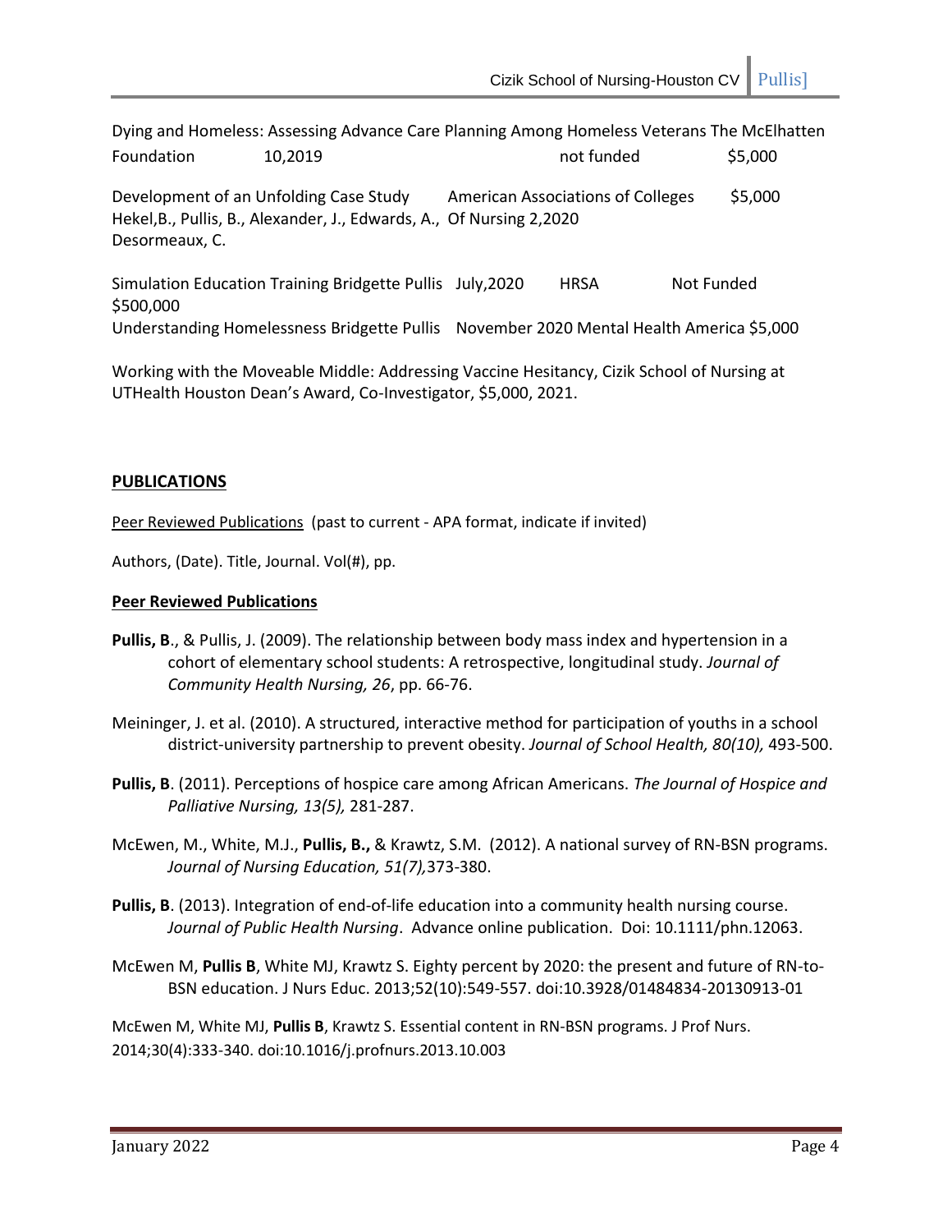Dying and Homeless: Assessing Advance Care Planning Among Homeless Veterans The McElhatten Foundation 10,2019 not funded $5,000

Development of an Unfolding Case Study American Associations of Colleges Of Nursing 2,2020 $5,000
Hekel,B., Pullis, B., Alexander, J., Edwards, A., Desormeaux, C.

Simulation Education Training Bridgette Pullis July,2020 HRSA Not Funded $500,000
Understanding Homelessness Bridgette Pullis November 2020 Mental Health America $5,000

Working with the Moveable Middle: Addressing Vaccine Hesitancy, Cizik School of Nursing at UTHealth Houston Dean's Award, Co-Investigator, $5,000, 2021.

## PUBLICATIONS

Peer Reviewed Publications (past to current - APA format, indicate if invited)

Authors, (Date). Title, Journal. Vol(#), pp.

### Peer Reviewed Publications

**Pullis, B**., & Pullis, J. (2009). The relationship between body mass index and hypertension in a cohort of elementary school students: A retrospective, longitudinal study. *Journal of Community Health Nursing, 26*, pp. 66-76.

Meininger, J. et al. (2010). A structured, interactive method for participation of youths in a school district-university partnership to prevent obesity. *Journal of School Health, 80(10),* 493-500.

**Pullis, B**. (2011). Perceptions of hospice care among African Americans. *The Journal of Hospice and Palliative Nursing, 13(5),* 281-287.

McEwen, M., White, M.J., **Pullis, B.,** & Krawtz, S.M. (2012). A national survey of RN-BSN programs. *Journal of Nursing Education, 51(7),*373-380.

**Pullis, B**. (2013). Integration of end-of-life education into a community health nursing course. *Journal of Public Health Nursing*. Advance online publication. Doi: 10.1111/phn.12063.

McEwen M, **Pullis B**, White MJ, Krawtz S. Eighty percent by 2020: the present and future of RN-to-BSN education. J Nurs Educ. 2013;52(10):549-557. doi:10.3928/01484834-20130913-01

McEwen M, White MJ, **Pullis B**, Krawtz S. Essential content in RN-BSN programs. J Prof Nurs. 2014;30(4):333-340. doi:10.1016/j.profnurs.2013.10.003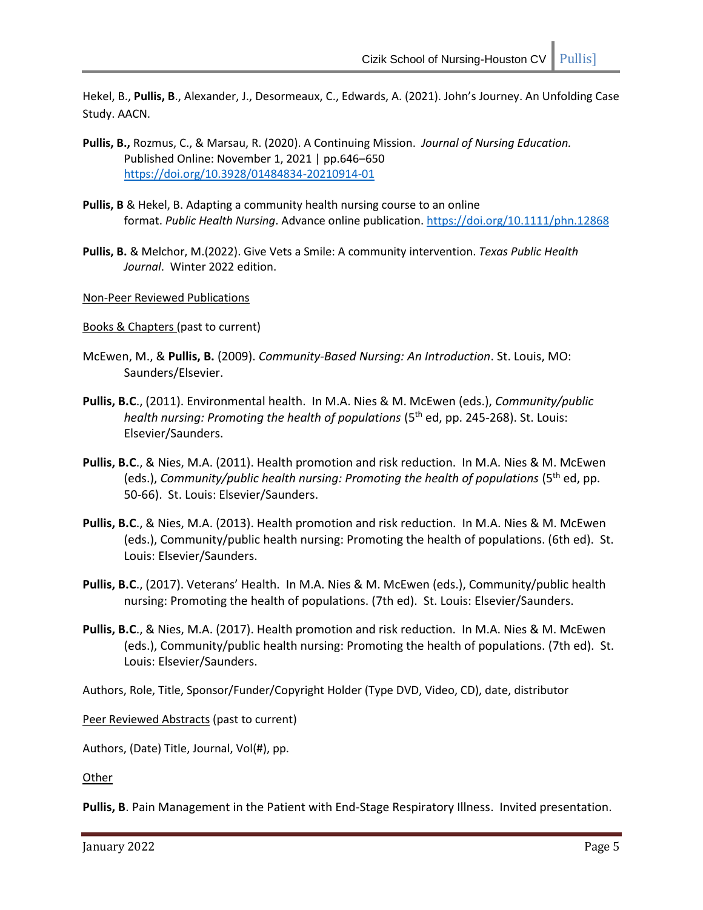Hekel, B., **Pullis, B**., Alexander, J., Desormeaux, C., Edwards, A. (2021). John's Journey. An Unfolding Case Study. AACN.

**Pullis, B.,** Rozmus, C., & Marsau, R. (2020). A Continuing Mission. *Journal of Nursing Education.* Published Online: November 1, 2021 | pp.646–650 https://doi.org/10.3928/01484834-20210914-01

**Pullis, B** & Hekel, B. Adapting a community health nursing course to an online format. *Public Health Nursing*. Advance online publication. https://doi.org/10.1111/phn.12868

**Pullis, B.** & Melchor, M.(2022). Give Vets a Smile: A community intervention. *Texas Public Health Journal*. Winter 2022 edition.

Non-Peer Reviewed Publications

Books & Chapters (past to current)

McEwen, M., & **Pullis, B.** (2009). *Community-Based Nursing: An Introduction*. St. Louis, MO: Saunders/Elsevier.

**Pullis, B.C**., (2011). Environmental health. In M.A. Nies & M. McEwen (eds.), *Community/public health nursing: Promoting the health of populations* (5th ed, pp. 245-268). St. Louis: Elsevier/Saunders.

**Pullis, B.C**., & Nies, M.A. (2011). Health promotion and risk reduction. In M.A. Nies & M. McEwen (eds.), *Community/public health nursing: Promoting the health of populations* (5th ed, pp. 50-66). St. Louis: Elsevier/Saunders.

**Pullis, B.C**., & Nies, M.A. (2013). Health promotion and risk reduction. In M.A. Nies & M. McEwen (eds.), Community/public health nursing: Promoting the health of populations. (6th ed). St. Louis: Elsevier/Saunders.

**Pullis, B.C**., (2017). Veterans' Health. In M.A. Nies & M. McEwen (eds.), Community/public health nursing: Promoting the health of populations. (7th ed). St. Louis: Elsevier/Saunders.

**Pullis, B.C**., & Nies, M.A. (2017). Health promotion and risk reduction. In M.A. Nies & M. McEwen (eds.), Community/public health nursing: Promoting the health of populations. (7th ed). St. Louis: Elsevier/Saunders.

Authors, Role, Title, Sponsor/Funder/Copyright Holder (Type DVD, Video, CD), date, distributor

Peer Reviewed Abstracts (past to current)

Authors, (Date) Title, Journal, Vol(#), pp.

Other

**Pullis, B**. Pain Management in the Patient with End-Stage Respiratory Illness. Invited presentation.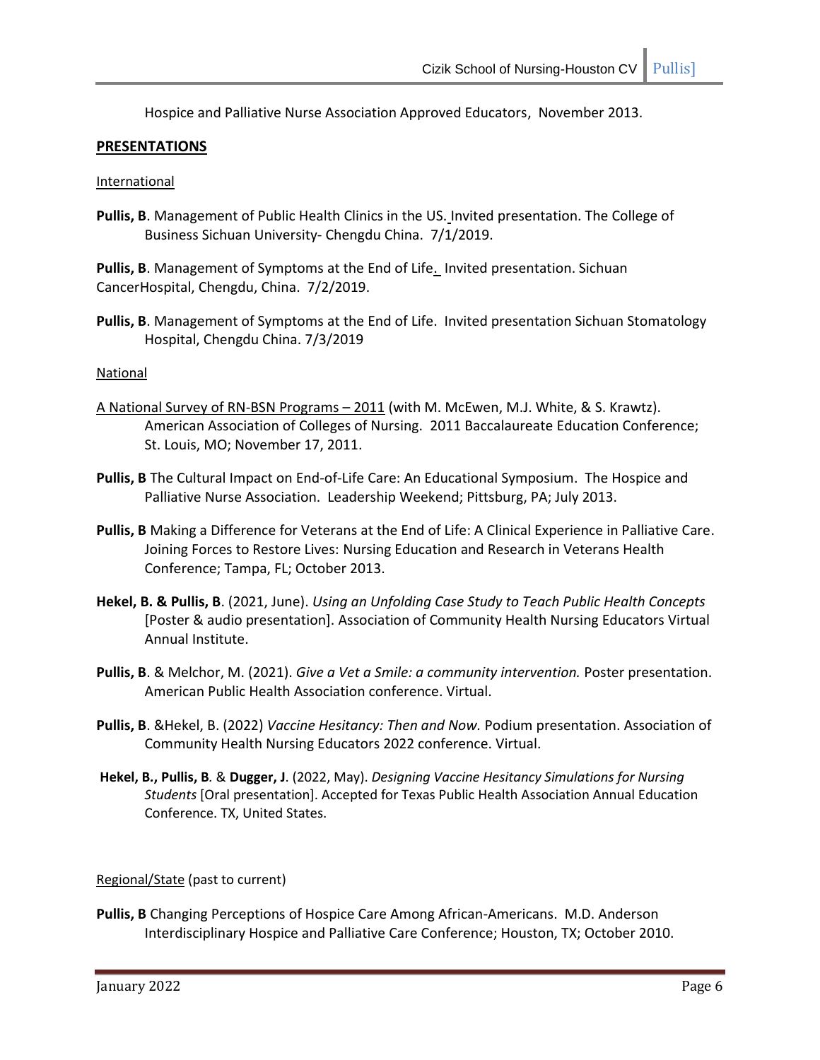Hospice and Palliative Nurse Association Approved Educators, November 2013.

## PRESENTATIONS

International

**Pullis, B**. Management of Public Health Clinics in the US. Invited presentation. The College of Business Sichuan University- Chengdu China. 7/1/2019.

**Pullis, B**. Management of Symptoms at the End of Life. Invited presentation. Sichuan CancerHospital, Chengdu, China. 7/2/2019.

**Pullis, B**. Management of Symptoms at the End of Life. Invited presentation Sichuan Stomatology Hospital, Chengdu China. 7/3/2019

National

A National Survey of RN-BSN Programs – 2011 (with M. McEwen, M.J. White, & S. Krawtz). American Association of Colleges of Nursing. 2011 Baccalaureate Education Conference; St. Louis, MO; November 17, 2011.

**Pullis, B** The Cultural Impact on End-of-Life Care: An Educational Symposium. The Hospice and Palliative Nurse Association. Leadership Weekend; Pittsburg, PA; July 2013.

**Pullis, B** Making a Difference for Veterans at the End of Life: A Clinical Experience in Palliative Care. Joining Forces to Restore Lives: Nursing Education and Research in Veterans Health Conference; Tampa, FL; October 2013.

**Hekel, B. & Pullis, B**. (2021, June). *Using an Unfolding Case Study to Teach Public Health Concepts* [Poster & audio presentation]. Association of Community Health Nursing Educators Virtual Annual Institute.

**Pullis, B**. & Melchor, M. (2021). *Give a Vet a Smile: a community intervention.* Poster presentation. American Public Health Association conference. Virtual.

**Pullis, B**. &Hekel, B. (2022) *Vaccine Hesitancy: Then and Now.* Podium presentation. Association of Community Health Nursing Educators 2022 conference. Virtual.

**Hekel, B., Pullis, B***.* & **Dugger, J**. (2022, May). *Designing Vaccine Hesitancy Simulations for Nursing Students* [Oral presentation]. Accepted for Texas Public Health Association Annual Education Conference. TX, United States.

Regional/State (past to current)

**Pullis, B** Changing Perceptions of Hospice Care Among African-Americans. M.D. Anderson Interdisciplinary Hospice and Palliative Care Conference; Houston, TX; October 2010.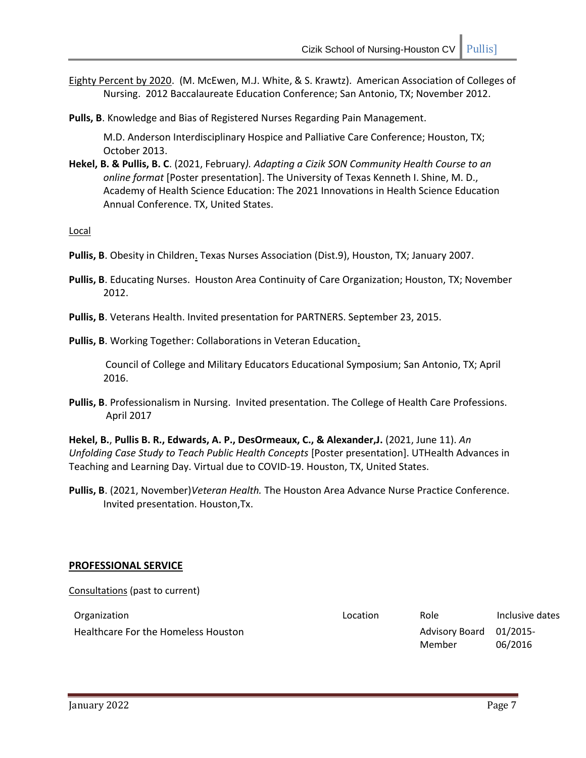Eighty Percent by 2020. (M. McEwen, M.J. White, & S. Krawtz). American Association of Colleges of Nursing. 2012 Baccalaureate Education Conference; San Antonio, TX; November 2012.

**Pulls, B**. Knowledge and Bias of Registered Nurses Regarding Pain Management.

M.D. Anderson Interdisciplinary Hospice and Palliative Care Conference; Houston, TX; October 2013.

**Hekel, B. & Pullis, B. C**. (2021, February*). Adapting a Cizik SON Community Health Course to an online format* [Poster presentation]. The University of Texas Kenneth I. Shine, M. D., Academy of Health Science Education: The 2021 Innovations in Health Science Education Annual Conference. TX, United States.

Local

**Pullis, B**. Obesity in Children. Texas Nurses Association (Dist.9), Houston, TX; January 2007.

**Pullis, B**. Educating Nurses. Houston Area Continuity of Care Organization; Houston, TX; November 2012.

**Pullis, B**. Veterans Health. Invited presentation for PARTNERS. September 23, 2015.

**Pullis, B**. Working Together: Collaborations in Veteran Education.

Council of College and Military Educators Educational Symposium; San Antonio, TX; April 2016.

**Pullis, B**. Professionalism in Nursing. Invited presentation. The College of Health Care Professions. April 2017

**Hekel, B.**, **Pullis B. R., Edwards, A. P., DesOrmeaux, C., & Alexander,J.** (2021, June 11). *An Unfolding Case Study to Teach Public Health Concepts* [Poster presentation]. UTHealth Advances in Teaching and Learning Day. Virtual due to COVID-19. Houston, TX, United States.

**Pullis, B**. (2021, November)*Veteran Health.* The Houston Area Advance Nurse Practice Conference. Invited presentation. Houston,Tx.

## PROFESSIONAL SERVICE

Consultations (past to current)

| Organization | Location | Role | Inclusive dates |
|---|---|---|---|
| Healthcare For the Homeless Houston | | Advisory Board Member | 01/2015-06/2016 |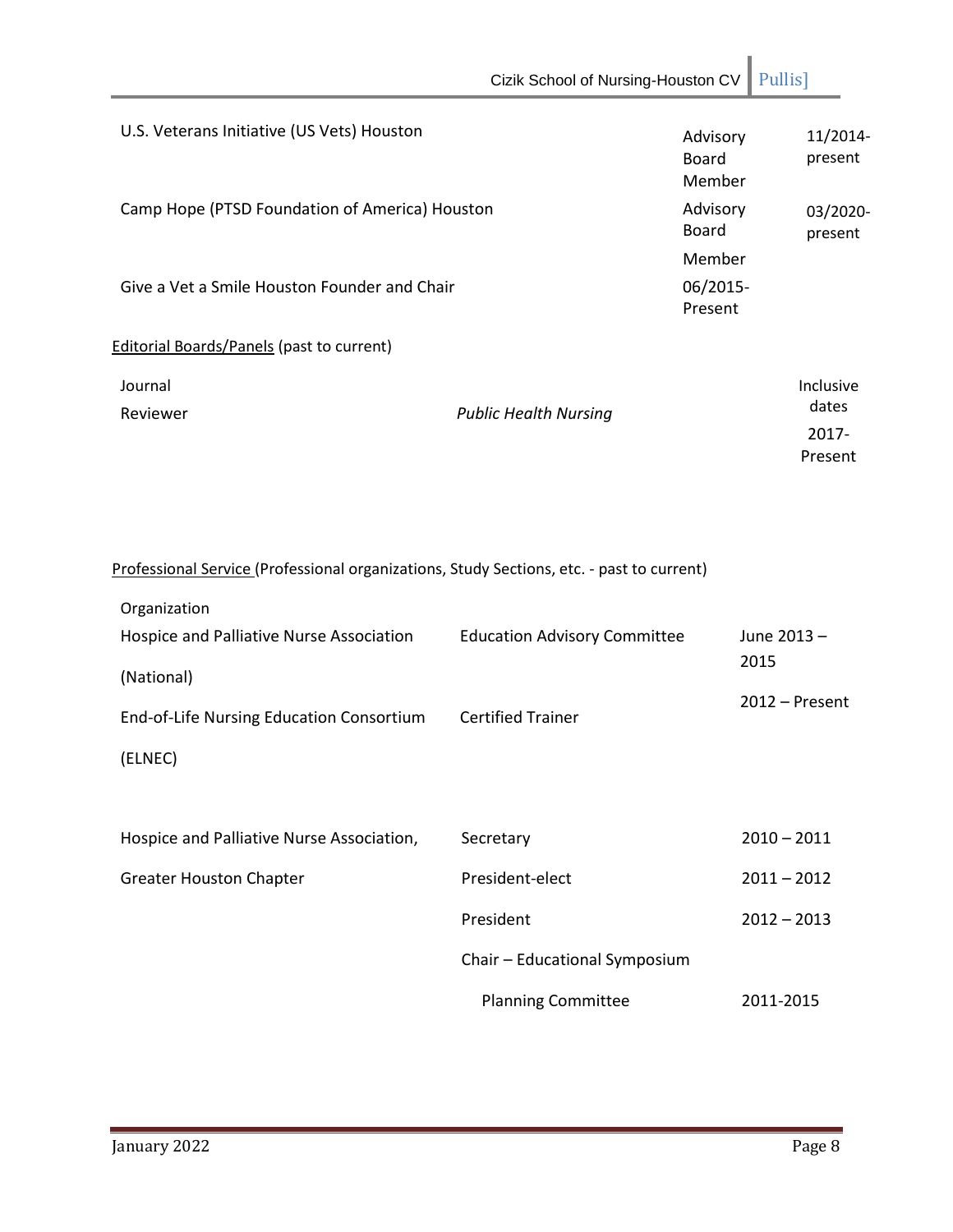| | | |
|---|---|---|
| U.S. Veterans Initiative (US Vets) Houston | Advisory Board Member | 11/2014-present |
| Camp Hope (PTSD Foundation of America) Houston | Advisory Board Member | 03/2020-present |
| Give a Vet a Smile Houston Founder and Chair | 06/2015-Present | |

Editorial Boards/Panels (past to current)

| Journal | | Inclusive dates |
|---|---|---|
| Reviewer | *Public Health Nursing* | 2017-Present |

Professional Service (Professional organizations, Study Sections, etc. - past to current)

| Organization | | |
|---|---|---|
| Hospice and Palliative Nurse Association (National) | Education Advisory Committee | June 2013 – 2015 |
| End-of-Life Nursing Education Consortium (ELNEC) | Certified Trainer | 2012 – Present |
| Hospice and Palliative Nurse Association, Greater Houston Chapter | Secretary | 2010 – 2011 |
| | President-elect | 2011 – 2012 |
| | President | 2012 – 2013 |
| | Chair – Educational Symposium Planning Committee | 2011-2015 |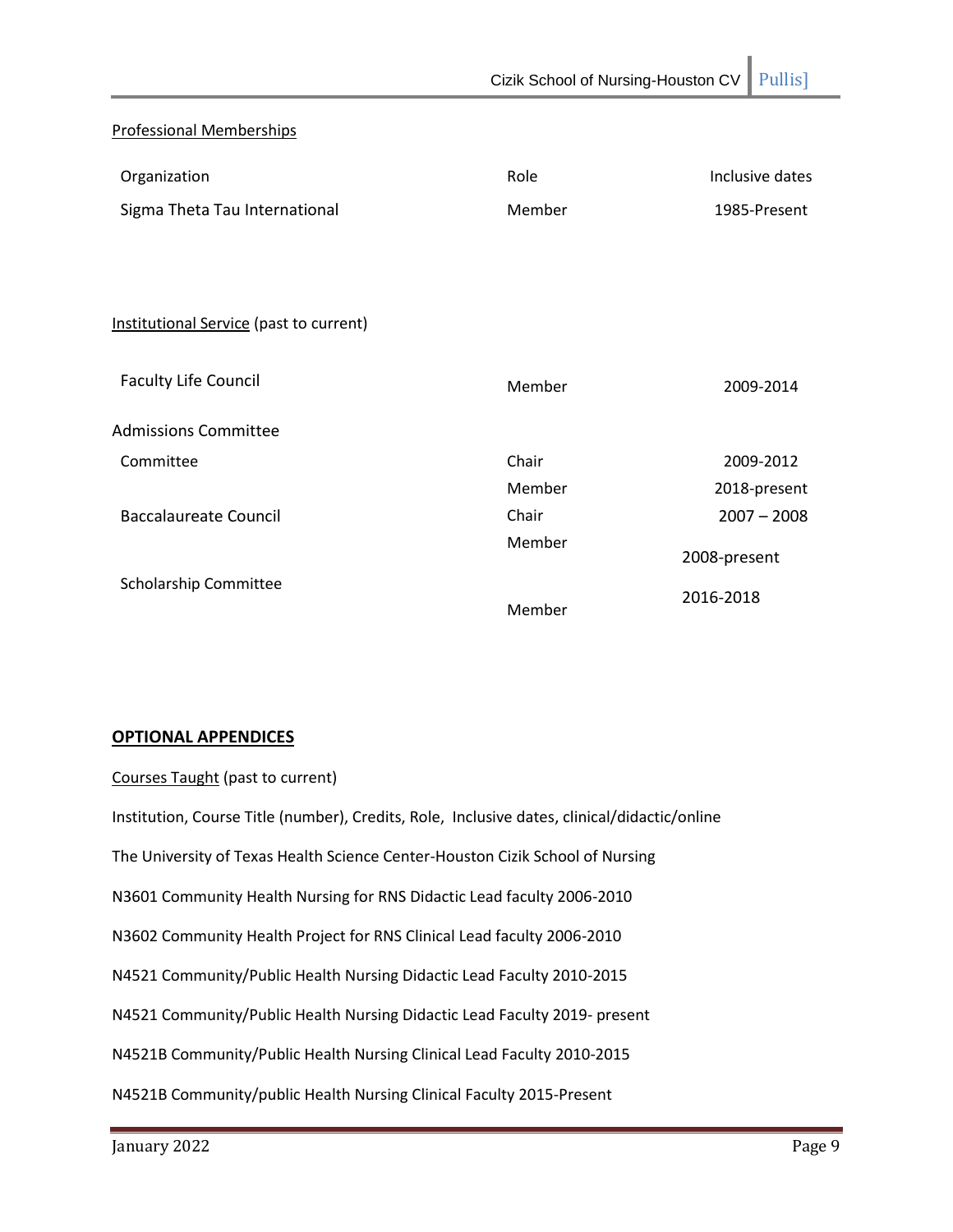Professional Memberships

| Organization | Role | Inclusive dates |
|---|---|---|
| Sigma Theta Tau International | Member | 1985-Present |

Institutional Service (past to current)

| | | |
|---|---|---|
| Faculty Life Council | Member | 2009-2014 |
| Admissions Committee | | |
| Committee | Chair | 2009-2012 |
| | Member | 2018-present |
| Baccalaureate Council | Chair | 2007 – 2008 |
| | Member | 2008-present |
| Scholarship Committee | Member | 2016-2018 |

## OPTIONAL APPENDICES

Courses Taught (past to current)

Institution, Course Title (number), Credits, Role, Inclusive dates, clinical/didactic/online

The University of Texas Health Science Center-Houston Cizik School of Nursing

N3601 Community Health Nursing for RNS Didactic Lead faculty 2006-2010

N3602 Community Health Project for RNS Clinical Lead faculty 2006-2010

N4521 Community/Public Health Nursing Didactic Lead Faculty 2010-2015

N4521 Community/Public Health Nursing Didactic Lead Faculty 2019- present

N4521B Community/Public Health Nursing Clinical Lead Faculty 2010-2015

N4521B Community/public Health Nursing Clinical Faculty 2015-Present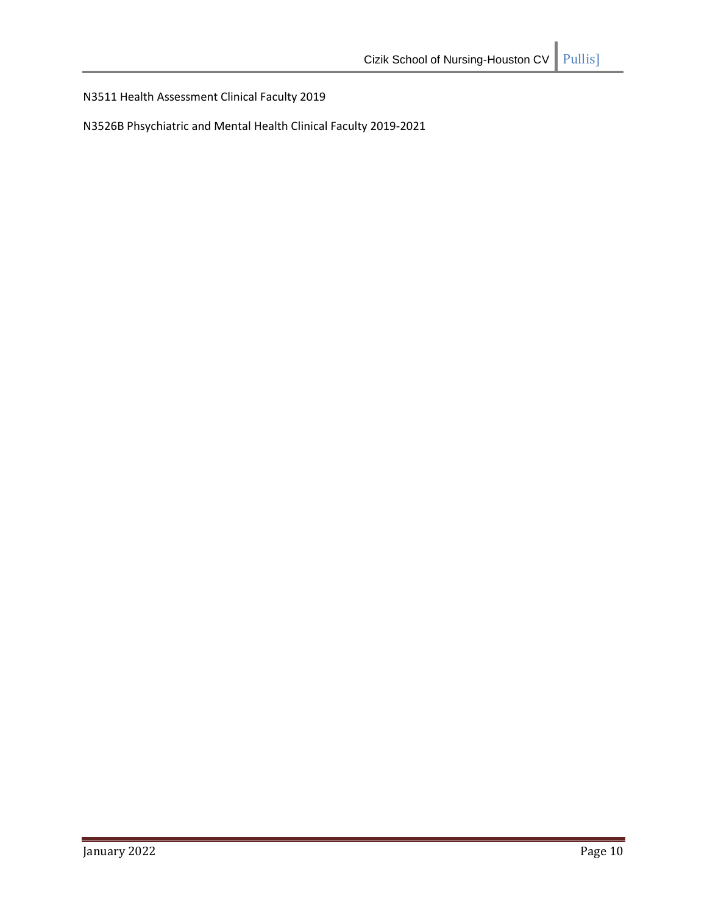N3511 Health Assessment Clinical Faculty 2019

N3526B Phsychiatric and Mental Health Clinical Faculty 2019-2021